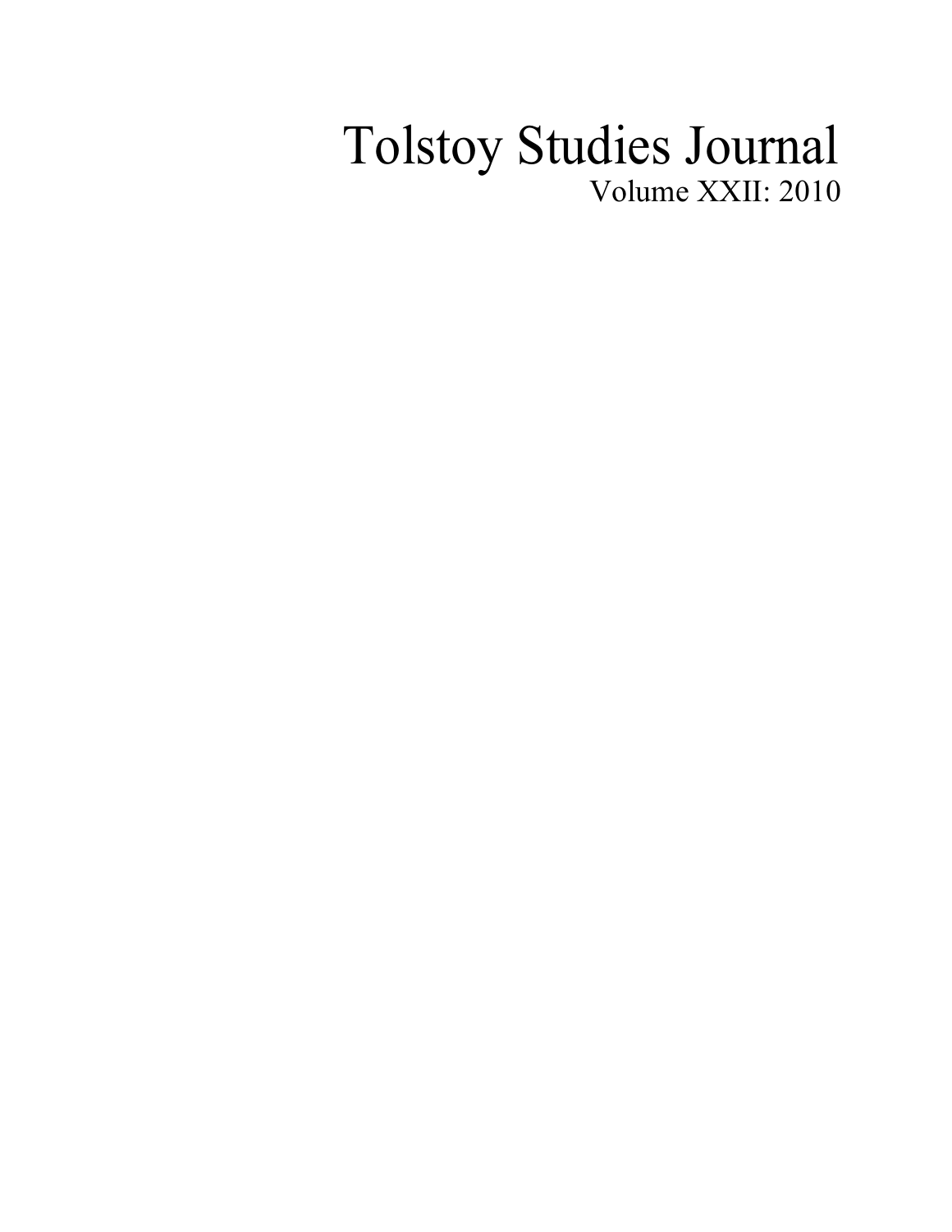# Tolstoy Studies Journal

Volume XXII: 2010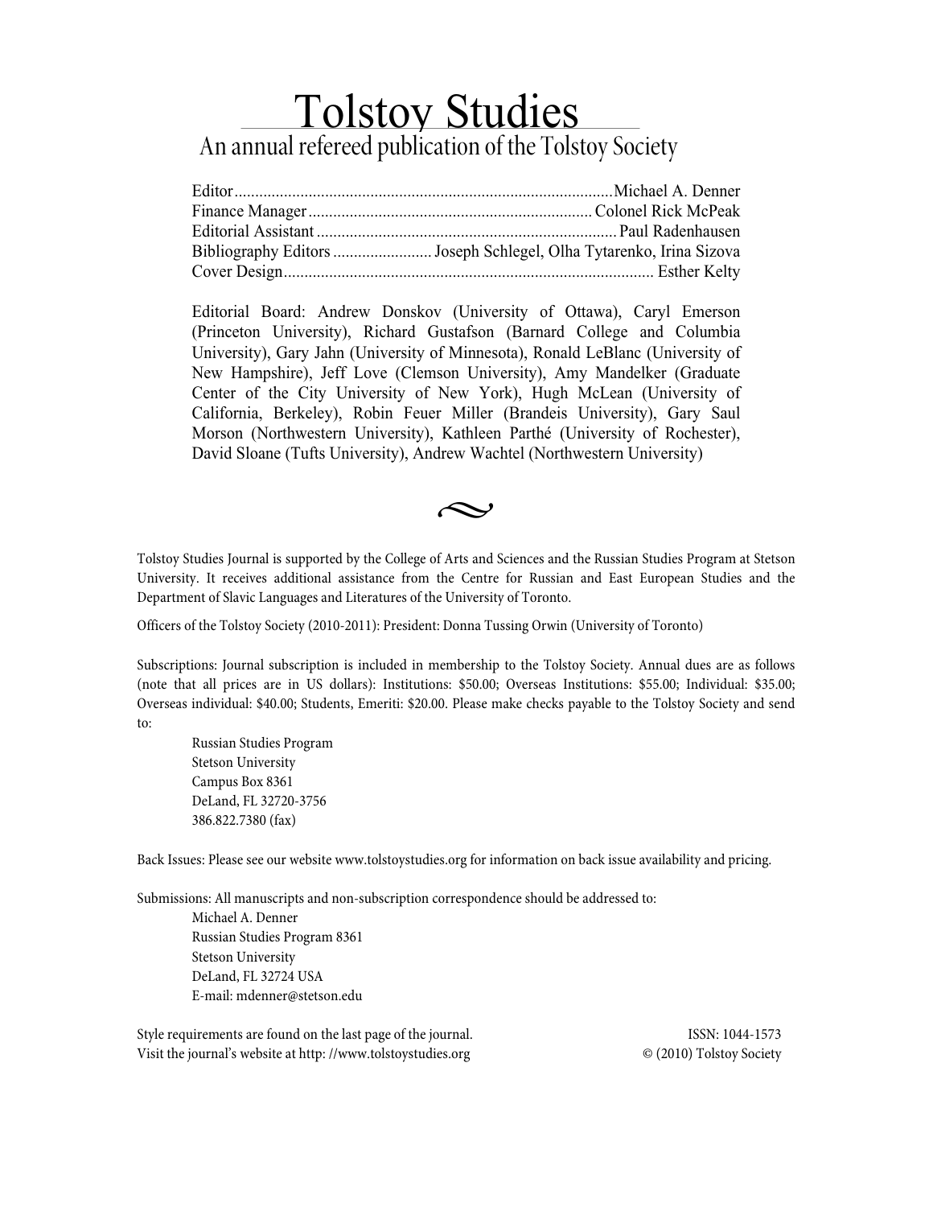# Tolstoy Studies

## An annual refereed publication of the Tolstoy Society

Editor.......................................................................................Michael A. Denner
Finance Manager.................................................................... Colonel Rick McPeak
Editorial Assistant........................................................................ Paul Radenhausen
Bibliography Editors........................ Joseph Schlegel, Olha Tytarenko, Irina Sizova
Cover Design......................................................................................... Esther Kelty

Editorial Board: Andrew Donskov (University of Ottawa), Caryl Emerson (Princeton University), Richard Gustafson (Barnard College and Columbia University), Gary Jahn (University of Minnesota), Ronald LeBlanc (University of New Hampshire), Jeff Love (Clemson University), Amy Mandelker (Graduate Center of the City University of New York), Hugh McLean (University of California, Berkeley), Robin Feuer Miller (Brandeis University), Gary Saul Morson (Northwestern University), Kathleen Parthé (University of Rochester), David Sloane (Tufts University), Andrew Wachtel (Northwestern University)

~

Tolstoy Studies Journal is supported by the College of Arts and Sciences and the Russian Studies Program at Stetson University. It receives additional assistance from the Centre for Russian and East European Studies and the Department of Slavic Languages and Literatures of the University of Toronto.

Officers of the Tolstoy Society (2010-2011): President: Donna Tussing Orwin (University of Toronto)

Subscriptions: Journal subscription is included in membership to the Tolstoy Society. Annual dues are as follows (note that all prices are in US dollars): Institutions: $50.00; Overseas Institutions: $55.00; Individual: $35.00; Overseas individual: $40.00; Students, Emeriti: $20.00. Please make checks payable to the Tolstoy Society and send to:

Russian Studies Program
Stetson University
Campus Box 8361
DeLand, FL 32720-3756
386.822.7380 (fax)

Back Issues: Please see our website www.tolstoystudies.org for information on back issue availability and pricing.

Submissions: All manuscripts and non-subscription correspondence should be addressed to:

Michael A. Denner
Russian Studies Program 8361
Stetson University
DeLand, FL 32724 USA
E-mail: mdenner@stetson.edu

Style requirements are found on the last page of the journal.
Visit the journal's website at http: //www.tolstoystudies.org

ISSN: 1044-1573
© (2010) Tolstoy Society